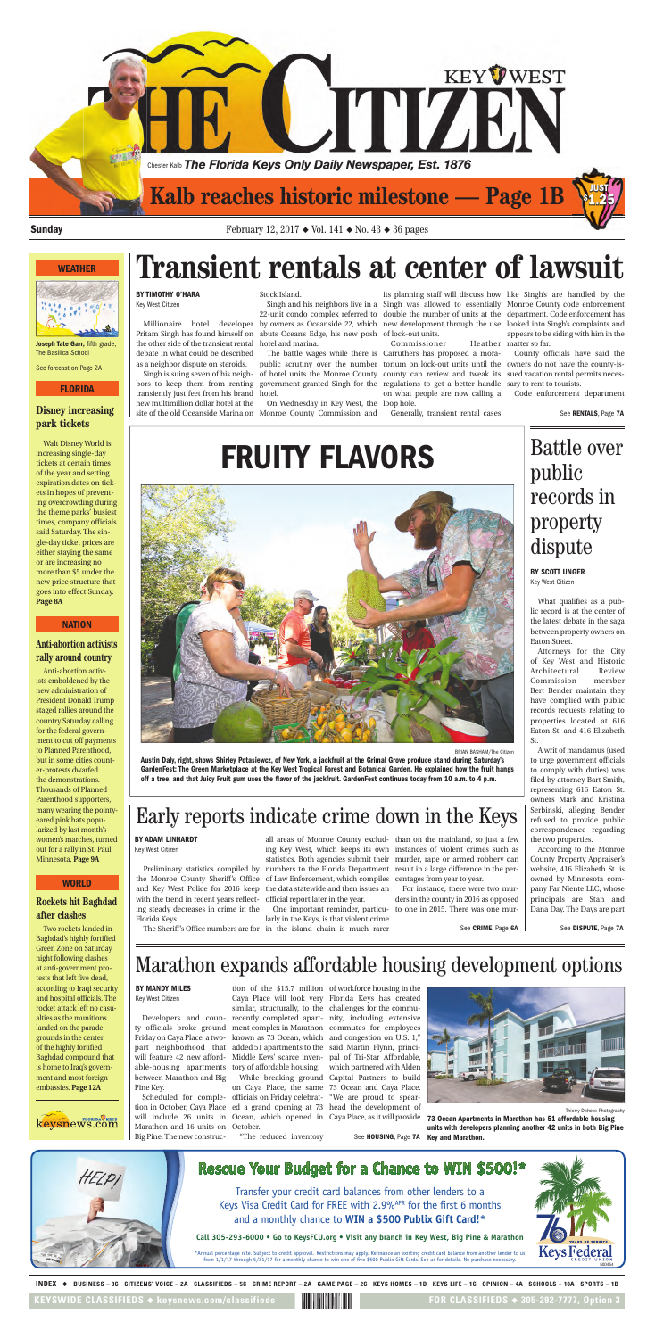# The Key West Citizen

*The Florida Keys Only Daily Newspaper, Est. 1876*

Chester Kalb

## Kalb reaches historic milestone — Page 1B

JUST $1.25

**Sunday** February 12, 2017 ◆ Vol. 141 ◆ No. 43 ◆ 36 pages

### WEATHER

**Joseph Tate Garr,** fifth grade, The Basilica School

See forecast on Page 2A

### FLORIDA

#### Disney increasing park tickets

Walt Disney World is increasing single-day tickets at certain times of the year and setting expiration dates on tickets in hopes of preventing overcrowding during the theme parks' busiest times, company officials said Saturday. The single-day ticket prices are either staying the same or are increasing no more than $5 under the new price structure that goes into effect Sunday. **Page 8A**

### NATION

#### Anti-abortion activists rally around country

Anti-abortion activists emboldened by the new administration of President Donald Trump staged rallies around the country Saturday calling for the federal government to cut off payments to Planned Parenthood, but in some cities counter-protests dwarfed the demonstrations. Thousands of Planned Parenthood supporters, many wearing the pointy-eared pink hats popularized by last month's women's marches, turned out for a rally in St. Paul, Minnesota. **Page 9A**

### WORLD

#### Rockets hit Baghdad after clashes

Two rockets landed in Baghdad's highly fortified Green Zone on Saturday night following clashes at anti-government protests that left five dead, according to Iraqi security and hospital officials. The rocket attack left no casualties as the munitions landed on the parade grounds in the center of the highly fortified Baghdad compound that is home to Iraq's government and most foreign embassies. **Page 12A**

keysnews.com

# Transient rentals at center of lawsuit

**BY TIMOTHY O'HARA**
Key West Citizen

Millionaire hotel developer Pritam Singh has found himself on the other side of the transient rental debate in what could be described as a neighbor dispute on steroids.

Singh is suing seven of his neighbors to keep them from renting transiently just feet from his brand new multimillion dollar hotel at the site of the old Oceanside Marina on Stock Island.

Singh and his neighbors live in a 22-unit condo complex referred to by owners as Oceanside 22, which abuts Ocean's Edge, his new posh hotel and marina.

The battle wages while there is public scrutiny over the number of hotel units the Monroe County government granted Singh for the hotel.

On Wednesday in Key West, the Monroe County Commission and its planning staff will discuss how Singh was allowed to essentially double the number of units at the new development through the use of lock-out units.

Commissioner Heather Carruthers has proposed a moratorium on lock-out units until the county can review and tweak its regulations to get a better handle on what people are now calling a loop hole.

Generally, transient rental cases like Singh's are handled by the Monroe County code enforcement department. Code enforcement has looked into Singh's complaints and appears to be siding with him in the matter so far.

County officials have said the owners do not have the county-issued vacation rental permits necessary to rent to tourists.

Code enforcement department

See **RENTALS**, Page **7A**

# FRUITY FLAVORS

BRIAN BASHAM/The Citizen

**Austin Daly, right, shows Shirley Potasiewcz, of New York, a jackfruit at the Grimal Grove produce stand during Saturday's GardenFest: The Green Marketplace at the Key West Tropical Forest and Botanical Garden. He explained how the fruit hangs off a tree, and that Juicy Fruit gum uses the flavor of the jackfruit. GardenFest continues today from 10 a.m. to 4 p.m.**

# Battle over public records in property dispute

**BY SCOTT UNGER**
Key West Citizen

What qualifies as a public record is at the center of the latest debate in the saga between property owners on Eaton Street.

Attorneys for the City of Key West and Historic Architectural Review Commission member Bert Bender maintain they have complied with public records requests relating to properties located at 616 Eaton St. and 416 Elizabeth St.

A writ of mandamus (used to urge government officials to comply with duties) was filed by attorney Bart Smith, representing 616 Eaton St. owners Mark and Kristina Serbinski, alleging Bender refused to provide public correspondence regarding the two properties.

According to the Monroe County Property Appraiser's website, 416 Elizabeth St. is owned by Minnesota company Far Niente LLC, whose principals are Stan and Dana Day. The Days are part

See **DISPUTE**, Page **7A**

# Early reports indicate crime down in the Keys

**BY ADAM LINHARDT**
Key West Citizen

Preliminary statistics compiled by the Monroe County Sheriff's Office and Key West Police for 2016 keep with the trend in recent years reflecting steady decreases in crime in the Florida Keys.

The Sheriff's Office numbers are for all areas of Monroe County excluding Key West, which keeps its own statistics. Both agencies submit their numbers to the Florida Department of Law Enforcement, which compiles the data statewide and then issues an official report later in the year.

One important reminder, particularly in the Keys, is that violent crime in the island chain is much rarer than on the mainland, so just a few instances of violent crimes such as murder, rape or armed robbery can result in a large difference in the percentages from year to year.

For instance, there were two murders in the county in 2016 as opposed to one in 2015. There was one mur-

See **CRIME**, Page **6A**

# Marathon expands affordable housing development options

**BY MANDY MILES**
Key West Citizen

Developers and county officials broke ground Friday on Caya Place, a two-part neighborhood that will feature 42 new affordable-housing apartments between Marathon and Big Pine Key.

Scheduled for completion in October, Caya Place will include 26 units in Marathon and 16 units on Big Pine. The new construction of the $15.7 million Caya Place will look very similar, structurally, to the recently completed apartment complex in Marathon known as 73 Ocean, which added 51 apartments to the Middle Keys' scarce inventory of affordable housing.

While breaking ground on Caya Place, the same officials on Friday celebrated a grand opening at 73 Ocean, which opened in October.

"The reduced inventory of workforce housing in the Florida Keys has created challenges for the community, including extensive commutes for employees and congestion on U.S. 1," said Martin Flynn, principal of Tri-Star Affordable, which partnered with Alden Capital Partners to build 73 Ocean and Caya Place. "We are proud to spearhead the development of Caya Place, as it will provide

See **HOUSING**, Page **7A**

Thierry Dehove Photography

**73 Ocean Apartments in Marathon has 51 affordable housing units with developers planning another 42 units in both Big Pine Key and Marathon.**

## Rescue Your Budget for a Chance to WIN $500!*

Transfer your credit card balances from other lenders to a Keys Visa Credit Card for FREE with 2.9%APR for the first 6 months and a monthly chance to **WIN a $500 Publix Gift Card!***

**Call 305-293-6000 • Go to KeysFCU.org • Visit any branch in Key West, Big Pine & Marathon**

*Annual percentage rate. Subject to credit approval. Restrictions may apply. Refinance an existing credit card balance from another lender to us from 1/1/17 through 5/31/17 for a monthly chance to win one of five $500 Publix Gift Cards. See us for details. No purchase necessary.

Keys Federal Credit Union — 70 Years of Service

**INDEX** ◆ BUSINESS – 3C CITIZENS' VOICE – 2A CLASSIFIEDS – 5C CRIME REPORT – 2A GAME PAGE – 2C KEYS HOMES – 1D KEYS LIFE – 1C OPINION – 4A SCHOOLS – 10A SPORTS – 1B

KEYSWIDE CLASSIFIEDS ◆ keysnews.com/classifieds FOR CLASSIFIEDS ◆ 305-292-7777, Option 3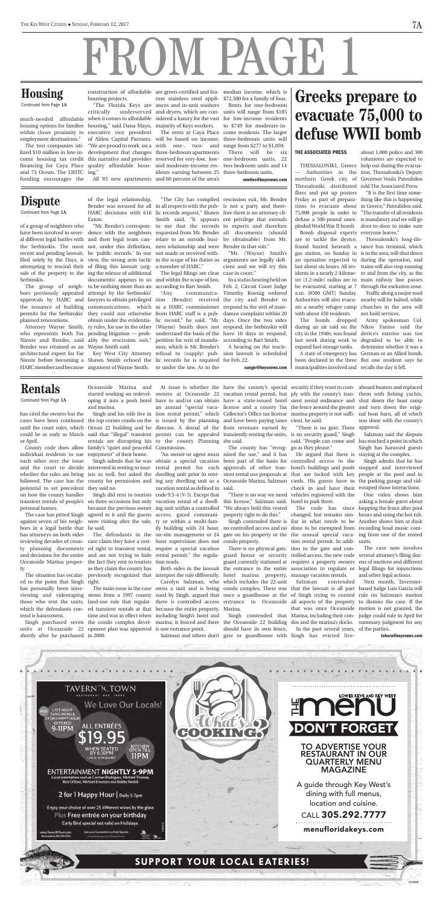# FROM PAGE 1

## Housing

Continued from Page 1A

much-needed affordable housing options for families within closer proximity to employment destinations."

The two companies utilized $10 million in low-income housing tax credit financing for Caya Place and 73 Ocean. The LIHTC funding encourages the construction of affordable housing projects.

"The Florida Keys are critically underserved when it comes to affordable housing," said Dana Mayo, executive vice president of Alden Capital Partners. "We are proud to work on a development that changes this narrative and provides quality affordable housing."

All 93 new apartments are green-certified and feature stainless steel appliances and washers and dryers, which are considered a luxury for the vast majority of Keys workers.

The rents at Caya Place will be based on income, with one-, two- and three-bedroom apartments reserved for very-low, low- and moderate-income residents earning between 25 and 60 percent of the area's median income, which is $72,500 for a family of four.

Rents for one-bedroom units will range from $185 to $749 for moderate-income residents. The larger three-bedroom units will range from $277 to $1,059.

There will be six one-bedroom units, 22 two-bedroom units and 14 three-bedroom units.

mmiles@keysnews.com

## Greeks prepare to evacuate 75,000 to defuse WWII bomb

THE ASSOCIATED PRESS

THESSALONIKI, Greece — Authorities in the northern Greek city of Thessaloniki distributed fliers and put up posters Friday as part of preparations to evacuate about 75,000 people in order to defuse a 500-pound unexploded World War II bomb.

Bomb disposal experts are to tackle the device, found buried beneath a gas station, on Sunday in an operation expected to last about six hours. All residents in a nearly 2-kilometer (1.2-mile) radius are to be evacuated, starting at 7 a.m. (0500 GMT) Sunday. Authorities will also evacuate a nearby refugee camp with about 450 residents.

The bomb, dropped during an air raid on the city in the 1940s, was found last week during work to expand fuel storage tanks.

A state of emergency has been declared in the three municipalities involved and about 1,000 police and 300 volunteers are expected to help out during the evacuation, Thessaloniki's Deputy Governor Voula Patoulidou told The Associated Press.

"It is the first time something like this is happening in Greece," Patoulidou said. "The transfer of all residents is mandatory and we will go door-to-door to make sure everyone leaves."

Thessaloniki's long-distance bus terminal, which is in the area, will shut down during the operation, and trains will also stop running to and from the city, as the main railway line passes through the exclusion zone.

Traffic along a major road nearby will be halted, while churches in the area will not hold services.

Army spokesman Col. Nikos Fanios said the device's exterior was too degraded to be able to determine whether it was a German or an Allied bomb. But one resident says he recalls the day it fell.

## Dispute

Continued from Page 1A

of a group of neighbors who have been involved in several different legal battles with the Serbinskis. The most recent and pending lawsuit, filed solely by the Days, is attempting to rescind their sale of the property to the Serbinskis.

The group of neighbors previously appealed approvals by HARC and the issuance of building permits for the Serbinskis' planned renovations.

Attorney Wayne Smith, who represents both Far Niente and Bender, said Bender was retained as an architectural expert for Far Niente before becoming a HARC member and because of the legal relationship, Bender was recused for all HARC decisions with 616 Eaton.

"Mr. Bender's correspondence with the neighbors and their legal team cannot, under this definition, be 'public records.' In our view, the strong arm tactic of filing this lawsuit (urging the release of additional documents) appears to us to be nothing more than an attempt by the Serbinskis' lawyers to obtain privileged communications, which they could not otherwise obtain under the evidentiary rules, for use in the other pending litigation — probably the rescission suit," Wayne Smith said.

Key West City Attorney Shawn Smith echoed the argument of Wayne Smith.

"The City has complied in all respects with the public records request," Shawn Smith said. "It appears to me that the records requested from Mr. Bender relate to an outside business relationship and were not made or received within the scope of his duties as a member of HARC."

The legal filings are clear and within the scope of law, according to Bart Smith.

"Any communication (Bender) received as a HARC commissioner from HARC staff is a public record," he said. "Mr. (Wayne) Smith does not understand the basis of the petition for writ of mandamus, which is Mr. Bender's refusal to (supply) public records he is required to under the law. As to the rescission suit, Mr. Bender is not a party and therefore there is no attorney-client privilege that extends to experts and therefore all documents (should be obtainable) from Mr. Bender in that suit."

"Mr. (Wayne) Smith's arguments are legally deficient and we will try this case in court."

In a status hearing held on Feb. 2, Circuit Court Judge Timothy Koenig ordered the city and Bender to respond to the writ of mandamus complaint within 20 days. Once the two sides respond, the Serbinskis will have 10 days to respond, according to Bart Smith.

A hearing on the rescission lawsuit is scheduled for Feb. 22.

sunger@keysnews.com

## Rentals

Continued from Page 1A

has cited the owners but the cases have been continued until the court rules, which could be as early as March or April.

County code does allow individual residents to sue each other over the issue and the court to decide whether the rules are being followed. The case has the potential to set precedent on how the county handles transient rentals of people's personal homes.

The case has pitted Singh against seven of his neighbors in a legal battle that has attorneys on both sides reviewing decades of county planning documents and decisions for the entire Oceanside Marina property.

The situation has escalated to the point that Singh has personally been interviewing and videotaping those who rent the units, which the defendants contend is harassment.

Singh purchased seven units at Oceanside 22 shortly after he purchased Oceanside Marina and started working on redeveloping it into a posh hotel and marina.

Singh and his wife live in the top corner condo on the Ocean 22 building and he said that "illegal" transient rentals are disrupting his family's "quiet and peaceful enjoyment" of their home.

Singh admits that he was interested in renting to tourists as well, but asked the county for permission and they said no.

Singh did rent to tourists on three occasions but only because the previous owner agreed to it and the guests were visiting after the sale, he said.

The defendants in the case claim they have a vested right to transient rentals and are not trying to hide the fact they rent to tourists as they claim the county has previously recognized that right.

The main issue in the case stems from a 1997 county land-use rule that regulated transient rentals at the time and was in effect when the condo complex development plan was approved in 2000.

At issue is whether the owners at Oceanside 22 have to and/or can obtain an annual "special vacation rental permit," which is issued by the planning director. A denial of the permit can be appealed to the county Planning Commission.

"An owner or agent must obtain a special vacation rental permit for each dwelling unit prior to renting any dwelling unit as a vacation rental as defined in code 9.5-4 (V-5). Except that vacation rental of a dwelling unit within a controlled access, gated community or within a multi-family building with 24 hour, on-site management or 24 hour supervision does not require a special vacation rental permit," the regulations reads.

Both sides in the lawsuit interpret the rule differently.

Carolyn Salzman, who owns a unit and is being sued by Singh, argued that there is controlled access because the entire property, including Singh's hotel and marina, is fenced and there is one entrance point.

Salzman and others don't have the county's special vacation rental permit, but have a state-issued hotel license and a county Tax Collector's Office tax license and have been paying taxes from revenues earned by transiently renting the units, she said.

The county has "recognized the use," and it has been part of the basis for approvals of other transient rental use proposals at Oceanside Marina, Salzman said.

"There is no way we need this license," Salzman said. "We always held this vested property right to do this."

Singh contended there is no controlled access and no gate on his property or the condo property.

There is no physical gate, guard house or security guard currently stationed at the entrance to the entire hotel marina property, which includes the 22-unit condo complex. There was once a guardhouse at the entrance to Oceanside Marina.

Singh contended that the Oceanside 22 building should have its own fence, gate or guardhouse with security if they want to comply with the county's transient rental ordinance and the fence around the greater marina property is not sufficient, he said.

"There is no gate. There is no security guard," Singh said. "People can come and go as they please."

He argued that there is controlled access to the hotel's buildings and pools that are locked with key cards. His guests have to check in and have their vehicles registered with the hotel to park there.

The code has since changed, but remains similar in what needs to be done to be exempted from the annual special vacation rental permit. In addition to the gate and controlled access, the new code requires a property owners association to regulate or manage vacation rentals.

Salzman contended that the lawsuit is all part of Singh trying to control all aspects of the property that was once Oceanside Marina, including their condos and the marina's docks.

In the past several years, Singh has evicted liveaboard boaters and replaced them with fishing yachts, shut down the boat ramp and torn down the original boat barn, all of which was done with the county's approval.

Salzman said the dispute has reached a point in which Singh has harassed guests staying at the complex.

Singh admits that he has stopped and interviewed people at the pool and in the parking garage and videotaped those interactions.

One video shows him asking a female guest about hopping the fence after pool hours and using the hot tub. Another shows him at dusk recording loud music coming from one of the rented units.

The case now involves several attorney's filing dozens of motions and different legal filings for injunctions and other legal actions.

Next month, Tavernier-based Judge Luis Garcia will rule on Salzman's motion to dismiss the case. If the motion is not granted, the judge could rule in April for summary judgment for any of the parties.

tohara@keysnews.com